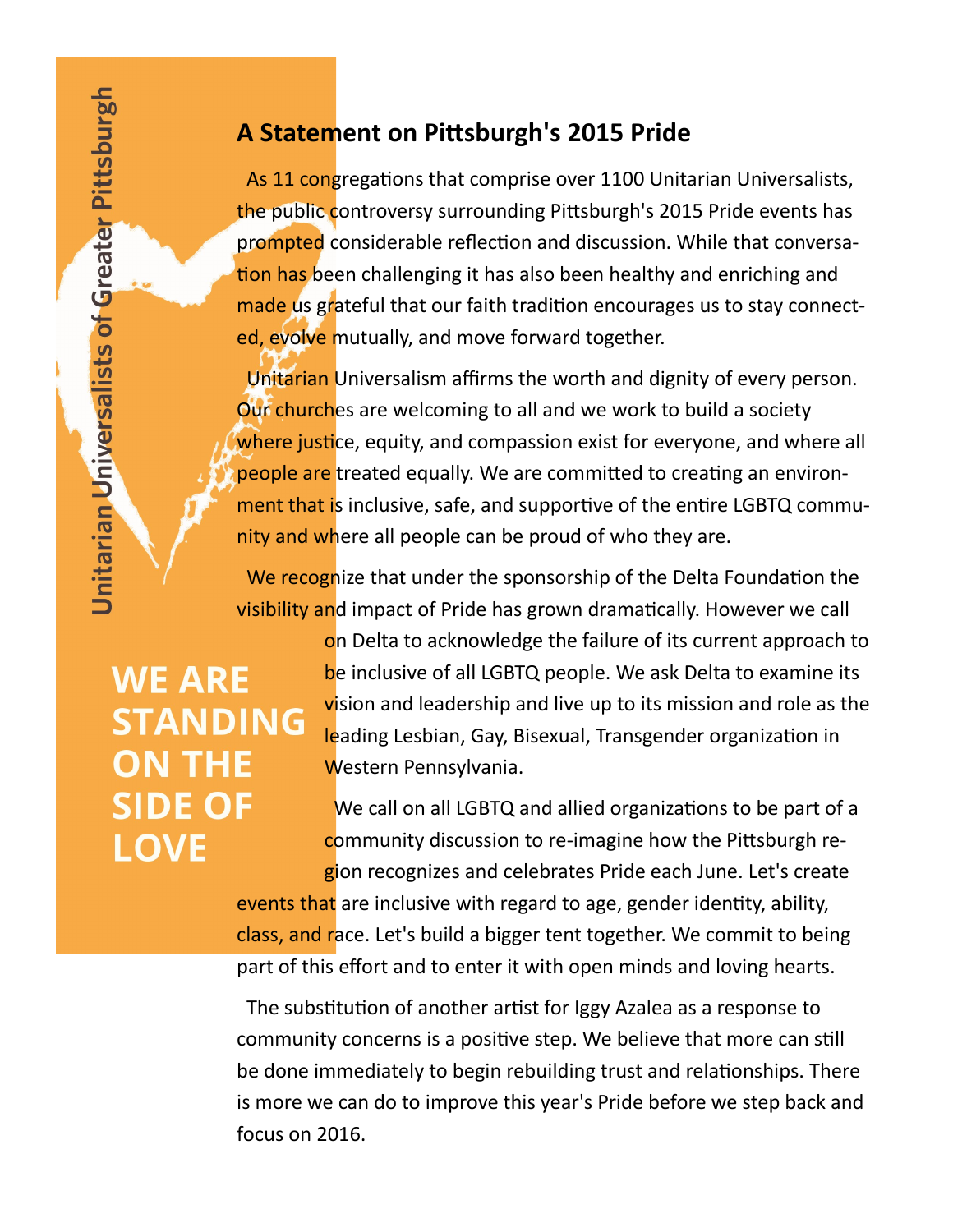Unitarian Universalists of Greater Pittsburgh

## A Statement on Pittsburgh's 2015 Pride

As 11 congregations that comprise over 1100 Unitarian Universalists, the public controversy surrounding Pittsburgh's 2015 Pride events has prompted considerable reflection and discussion. While that conversation has been challenging it has also been healthy and enriching and made us grateful that our faith tradition encourages us to stay connected, evolve mutually, and move forward together.

Unitarian Universalism affirms the worth and dignity of every person. Our churches are welcoming to all and we work to build a society where justice, equity, and compassion exist for everyone, and where all people are treated equally. We are committed to creating an environment that is inclusive, safe, and supportive of the entire LGBTQ community and where all people can be proud of who they are.

We recognize that under the sponsorship of the Delta Foundation the visibility and impact of Pride has grown dramatically. However we call on Delta to acknowledge the failure of its current approach to be inclusive of all LGBTQ people. We ask Delta to examine its vision and leadership and live up to its mission and role as the leading Lesbian, Gay, Bisexual, Transgender organization in Western Pennsylvania.

**WE ARE STANDING ON THE SIDE OF LOVE**

We call on all LGBTQ and allied organizations to be part of a community discussion to re-imagine how the Pittsburgh region recognizes and celebrates Pride each June. Let's create events that are inclusive with regard to age, gender identity, ability, class, and race. Let's build a bigger tent together. We commit to being part of this effort and to enter it with open minds and loving hearts.

The substitution of another artist for Iggy Azalea as a response to community concerns is a positive step. We believe that more can still be done immediately to begin rebuilding trust and relationships. There is more we can do to improve this year's Pride before we step back and focus on 2016.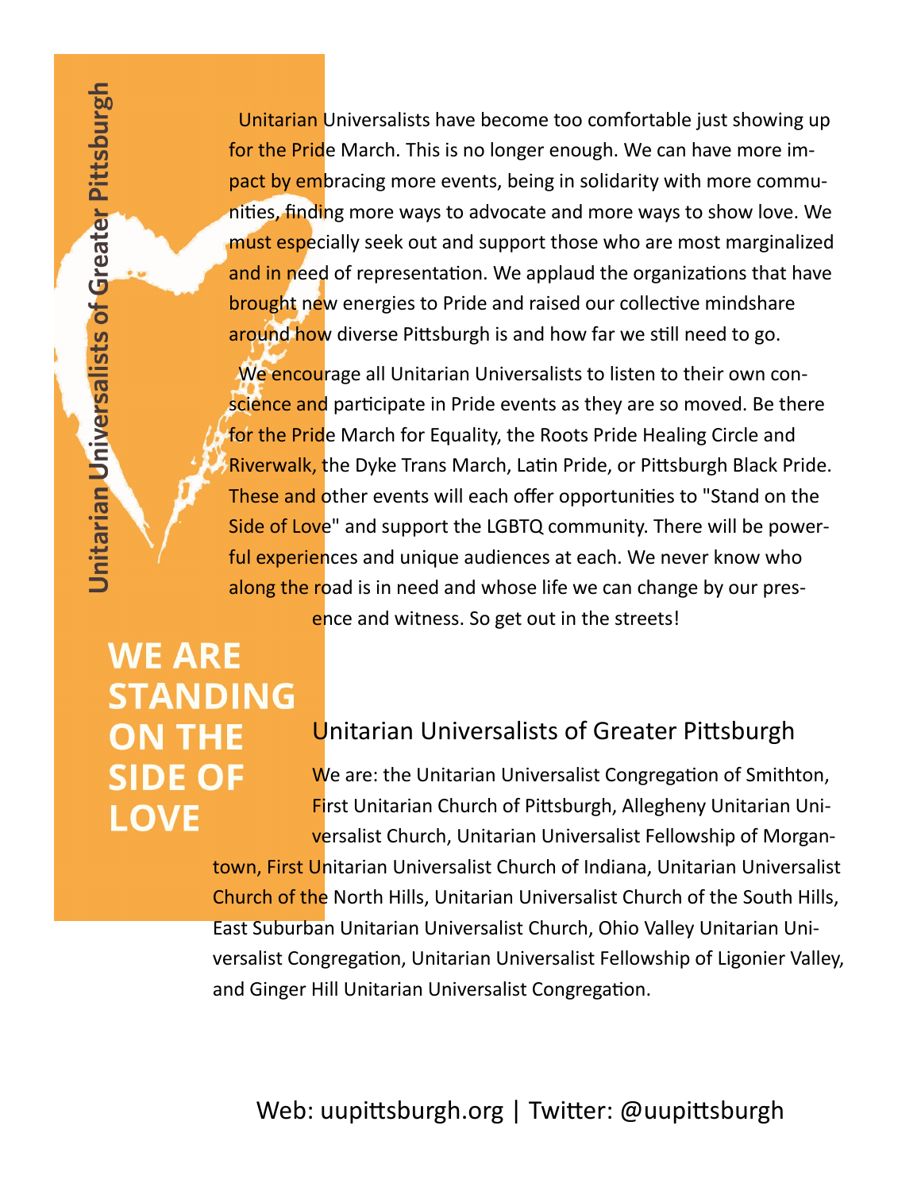Unitarian Universalists of Greater Pittsburgh

Unitarian Universalists have become too comfortable just showing up for the Pride March. This is no longer enough. We can have more impact by embracing more events, being in solidarity with more communities, finding more ways to advocate and more ways to show love. We must especially seek out and support those who are most marginalized and in need of representation. We applaud the organizations that have brought new energies to Pride and raised our collective mindshare around how diverse Pittsburgh is and how far we still need to go.

We encourage all Unitarian Universalists to listen to their own conscience and participate in Pride events as they are so moved. Be there for the Pride March for Equality, the Roots Pride Healing Circle and Riverwalk, the Dyke Trans March, Latin Pride, or Pittsburgh Black Pride. These and other events will each offer opportunities to "Stand on the Side of Love" and support the LGBTQ community. There will be powerful experiences and unique audiences at each. We never know who along the road is in need and whose life we can change by our presence and witness. So get out in the streets!

# WE ARE STANDING ON THE SIDE OF LOVE

## Unitarian Universalists of Greater Pittsburgh

We are: the Unitarian Universalist Congregation of Smithton, First Unitarian Church of Pittsburgh, Allegheny Unitarian Universalist Church, Unitarian Universalist Fellowship of Morgantown, First Unitarian Universalist Church of Indiana, Unitarian Universalist Church of the North Hills, Unitarian Universalist Church of the South Hills, East Suburban Unitarian Universalist Church, Ohio Valley Unitarian Universalist Congregation, Unitarian Universalist Fellowship of Ligonier Valley, and Ginger Hill Unitarian Universalist Congregation.

Web: uupittsburgh.org | Twitter: @uupittsburgh